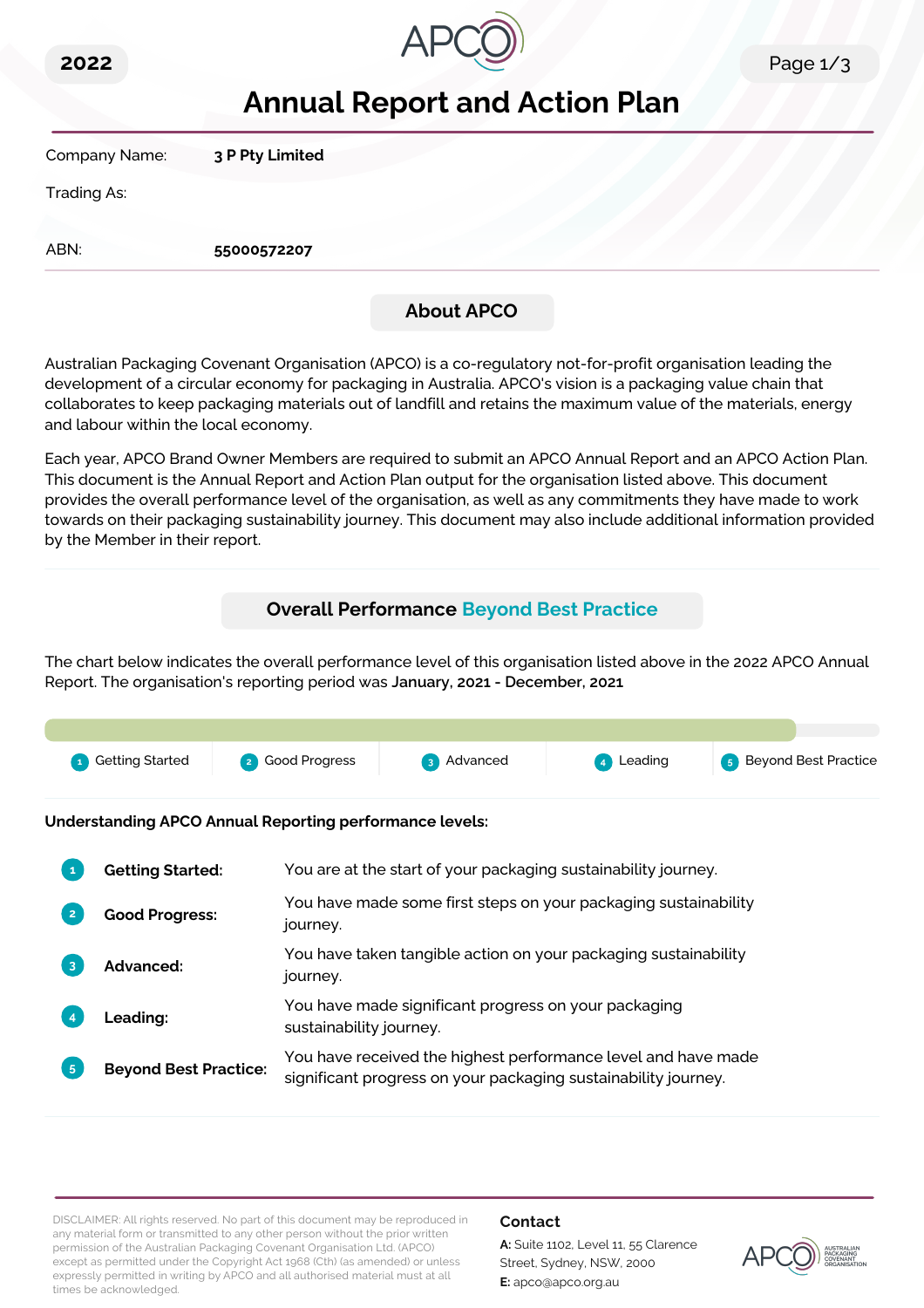2022

# Annual Report and Action Plan

Company Name: **3 P Pty Limited**

Trading As:

ABN: **55000572207**

## About APCO

Australian Packaging Covenant Organisation (APCO) is a co-regulatory not-for-profit organisation leading the development of a circular economy for packaging in Australia. APCO's vision is a packaging value chain that collaborates to keep packaging materials out of landfill and retains the maximum value of the materials, energy and labour within the local economy.

Each year, APCO Brand Owner Members are required to submit an APCO Annual Report and an APCO Action Plan. This document is the Annual Report and Action Plan output for the organisation listed above. This document provides the overall performance level of the organisation, as well as any commitments they have made to work towards on their packaging sustainability journey. This document may also include additional information provided by the Member in their report.

## Overall Performance Beyond Best Practice

The chart below indicates the overall performance level of this organisation listed above in the 2022 APCO Annual Report. The organisation's reporting period was **January, 2021 - December, 2021**

1 Getting Started | 2 Good Progress | 3 Advanced | 4 Leading | 5 Beyond Best Practice

**Understanding APCO Annual Reporting performance levels:**

| | |
|---|---|
| 1 **Getting Started:** | You are at the start of your packaging sustainability journey. |
| 2 **Good Progress:** | You have made some first steps on your packaging sustainability journey. |
| 3 **Advanced:** | You have taken tangible action on your packaging sustainability journey. |
| 4 **Leading:** | You have made significant progress on your packaging sustainability journey. |
| 5 **Beyond Best Practice:** | You have received the highest performance level and have made significant progress on your packaging sustainability journey. |

DISCLAIMER: All rights reserved. No part of this document may be reproduced in any material form or transmitted to any other person without the prior written permission of the Australian Packaging Covenant Organisation Ltd. (APCO) except as permitted under the Copyright Act 1968 (Cth) (as amended) or unless expressly permitted in writing by APCO and all authorised material must at all times be acknowledged.

**Contact**

**A:** Suite 1102, Level 11, 55 Clarence Street, Sydney, NSW, 2000

**E:** apco@apco.org.au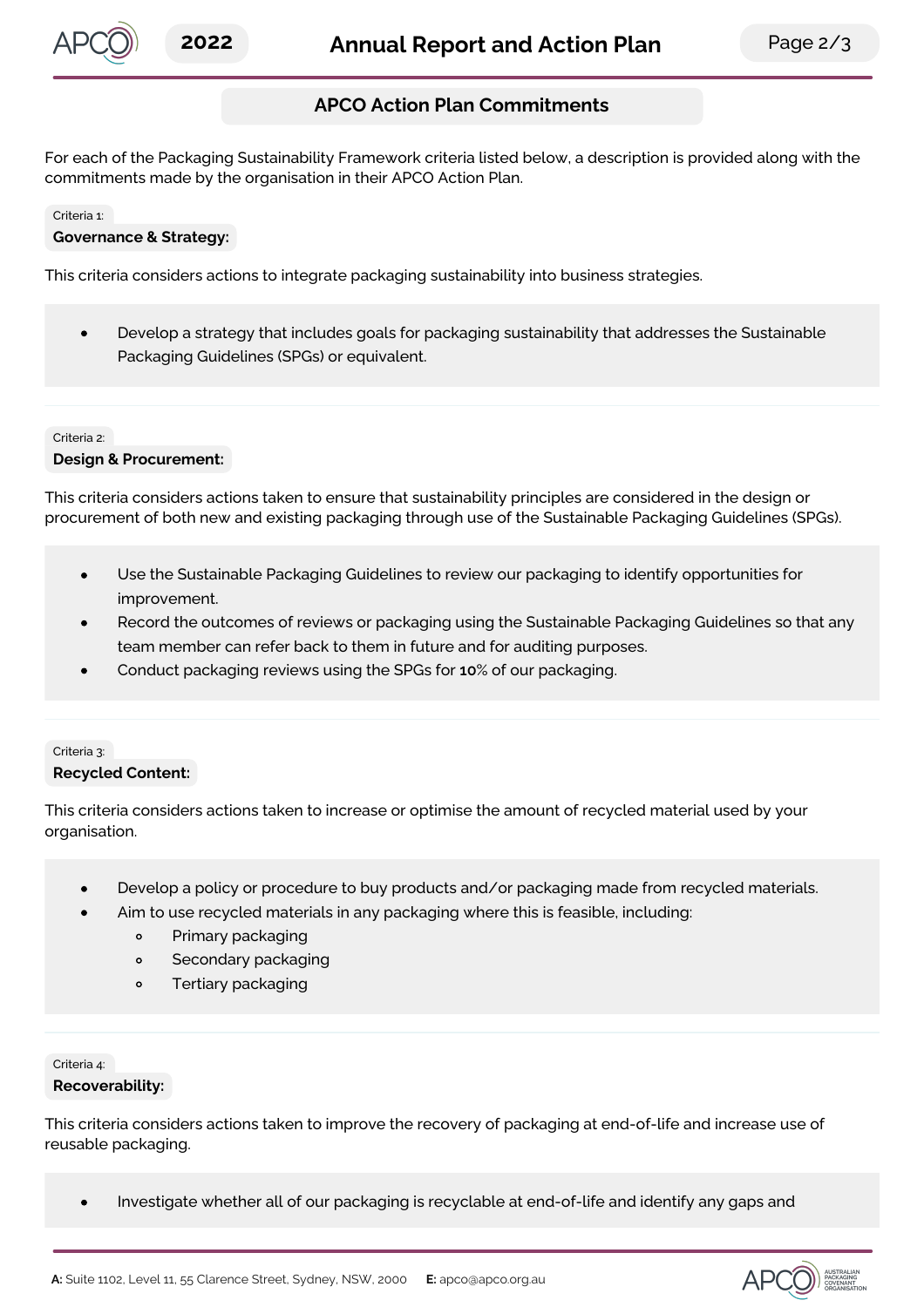## APCO Action Plan Commitments

For each of the Packaging Sustainability Framework criteria listed below, a description is provided along with the commitments made by the organisation in their APCO Action Plan.

Criteria 1:

### Governance & Strategy:

This criteria considers actions to integrate packaging sustainability into business strategies.

- Develop a strategy that includes goals for packaging sustainability that addresses the Sustainable Packaging Guidelines (SPGs) or equivalent.

Criteria 2:

### Design & Procurement:

This criteria considers actions taken to ensure that sustainability principles are considered in the design or procurement of both new and existing packaging through use of the Sustainable Packaging Guidelines (SPGs).

- Use the Sustainable Packaging Guidelines to review our packaging to identify opportunities for improvement.
- Record the outcomes of reviews or packaging using the Sustainable Packaging Guidelines so that any team member can refer back to them in future and for auditing purposes.
- Conduct packaging reviews using the SPGs for **10**% of our packaging.

Criteria 3:

### Recycled Content:

This criteria considers actions taken to increase or optimise the amount of recycled material used by your organisation.

- Develop a policy or procedure to buy products and/or packaging made from recycled materials.
- Aim to use recycled materials in any packaging where this is feasible, including:
  - Primary packaging
  - Secondary packaging
  - Tertiary packaging

Criteria 4:

### Recoverability:

This criteria considers actions taken to improve the recovery of packaging at end-of-life and increase use of reusable packaging.

- Investigate whether all of our packaging is recyclable at end-of-life and identify any gaps and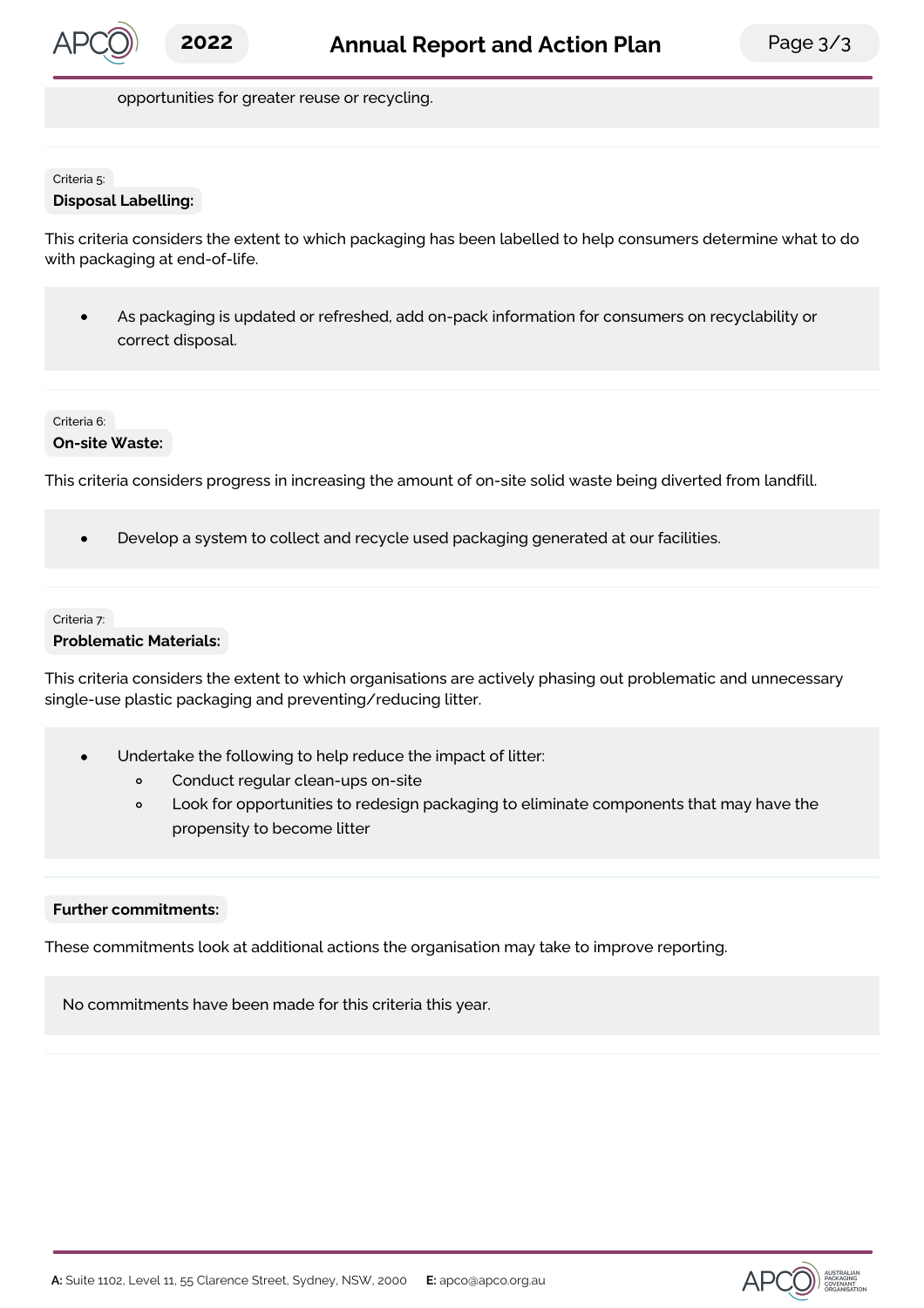opportunities for greater reuse or recycling.

Criteria 5:

**Disposal Labelling:**

This criteria considers the extent to which packaging has been labelled to help consumers determine what to do with packaging at end-of-life.

- As packaging is updated or refreshed, add on-pack information for consumers on recyclability or correct disposal.

Criteria 6:

**On-site Waste:**

This criteria considers progress in increasing the amount of on-site solid waste being diverted from landfill.

- Develop a system to collect and recycle used packaging generated at our facilities.

Criteria 7:

**Problematic Materials:**

This criteria considers the extent to which organisations are actively phasing out problematic and unnecessary single-use plastic packaging and preventing/reducing litter.

- Undertake the following to help reduce the impact of litter:
  - Conduct regular clean-ups on-site
  - Look for opportunities to redesign packaging to eliminate components that may have the propensity to become litter

**Further commitments:**

These commitments look at additional actions the organisation may take to improve reporting.

No commitments have been made for this criteria this year.